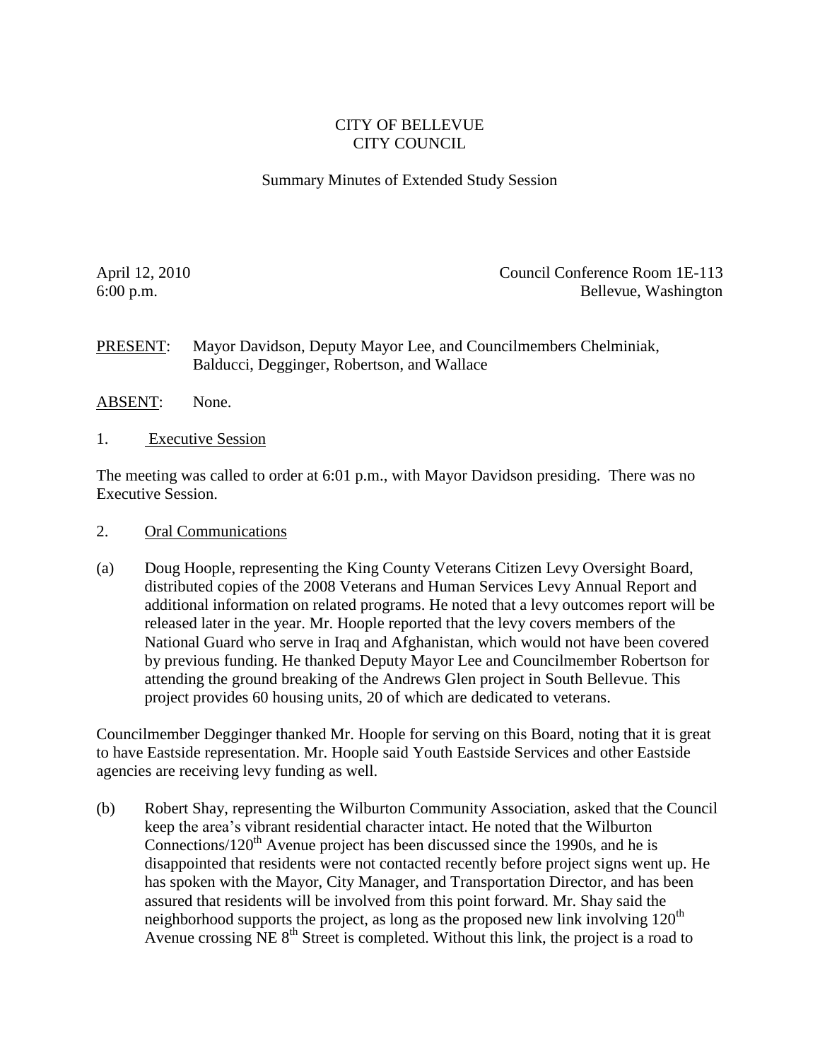CITY OF BELLEVUE
CITY COUNCIL

Summary Minutes of Extended Study Session

April 12, 2010
6:00 p.m.

Council Conference Room 1E-113
Bellevue, Washington

PRESENT: Mayor Davidson, Deputy Mayor Lee, and Councilmembers Chelminiak, Balducci, Degginger, Robertson, and Wallace

ABSENT: None.

1. Executive Session

The meeting was called to order at 6:01 p.m., with Mayor Davidson presiding. There was no Executive Session.

2. Oral Communications

(a) Doug Hoople, representing the King County Veterans Citizen Levy Oversight Board, distributed copies of the 2008 Veterans and Human Services Levy Annual Report and additional information on related programs. He noted that a levy outcomes report will be released later in the year. Mr. Hoople reported that the levy covers members of the National Guard who serve in Iraq and Afghanistan, which would not have been covered by previous funding. He thanked Deputy Mayor Lee and Councilmember Robertson for attending the ground breaking of the Andrews Glen project in South Bellevue. This project provides 60 housing units, 20 of which are dedicated to veterans.

Councilmember Degginger thanked Mr. Hoople for serving on this Board, noting that it is great to have Eastside representation. Mr. Hoople said Youth Eastside Services and other Eastside agencies are receiving levy funding as well.

(b) Robert Shay, representing the Wilburton Community Association, asked that the Council keep the area's vibrant residential character intact. He noted that the Wilburton Connections/120th Avenue project has been discussed since the 1990s, and he is disappointed that residents were not contacted recently before project signs went up. He has spoken with the Mayor, City Manager, and Transportation Director, and has been assured that residents will be involved from this point forward. Mr. Shay said the neighborhood supports the project, as long as the proposed new link involving 120th Avenue crossing NE 8th Street is completed. Without this link, the project is a road to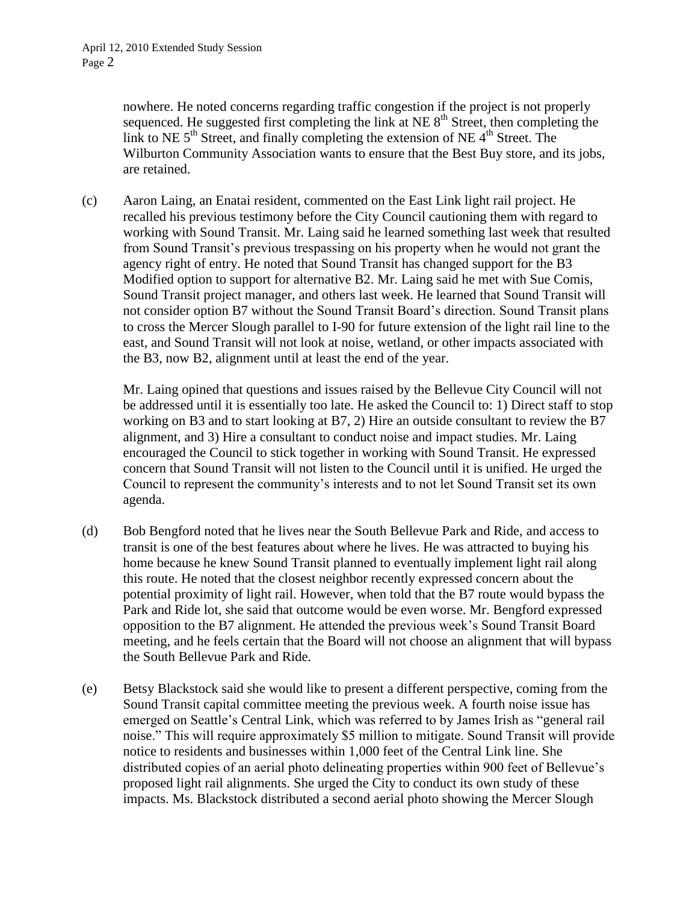nowhere. He noted concerns regarding traffic congestion if the project is not properly sequenced. He suggested first completing the link at NE 8th Street, then completing the link to NE 5th Street, and finally completing the extension of NE 4th Street. The Wilburton Community Association wants to ensure that the Best Buy store, and its jobs, are retained.

(c) Aaron Laing, an Enatai resident, commented on the East Link light rail project. He recalled his previous testimony before the City Council cautioning them with regard to working with Sound Transit. Mr. Laing said he learned something last week that resulted from Sound Transit's previous trespassing on his property when he would not grant the agency right of entry. He noted that Sound Transit has changed support for the B3 Modified option to support for alternative B2. Mr. Laing said he met with Sue Comis, Sound Transit project manager, and others last week. He learned that Sound Transit will not consider option B7 without the Sound Transit Board's direction. Sound Transit plans to cross the Mercer Slough parallel to I-90 for future extension of the light rail line to the east, and Sound Transit will not look at noise, wetland, or other impacts associated with the B3, now B2, alignment until at least the end of the year.

Mr. Laing opined that questions and issues raised by the Bellevue City Council will not be addressed until it is essentially too late. He asked the Council to: 1) Direct staff to stop working on B3 and to start looking at B7, 2) Hire an outside consultant to review the B7 alignment, and 3) Hire a consultant to conduct noise and impact studies. Mr. Laing encouraged the Council to stick together in working with Sound Transit. He expressed concern that Sound Transit will not listen to the Council until it is unified. He urged the Council to represent the community's interests and to not let Sound Transit set its own agenda.

(d) Bob Bengford noted that he lives near the South Bellevue Park and Ride, and access to transit is one of the best features about where he lives. He was attracted to buying his home because he knew Sound Transit planned to eventually implement light rail along this route. He noted that the closest neighbor recently expressed concern about the potential proximity of light rail. However, when told that the B7 route would bypass the Park and Ride lot, she said that outcome would be even worse. Mr. Bengford expressed opposition to the B7 alignment. He attended the previous week's Sound Transit Board meeting, and he feels certain that the Board will not choose an alignment that will bypass the South Bellevue Park and Ride.

(e) Betsy Blackstock said she would like to present a different perspective, coming from the Sound Transit capital committee meeting the previous week. A fourth noise issue has emerged on Seattle's Central Link, which was referred to by James Irish as "general rail noise." This will require approximately $5 million to mitigate. Sound Transit will provide notice to residents and businesses within 1,000 feet of the Central Link line. She distributed copies of an aerial photo delineating properties within 900 feet of Bellevue's proposed light rail alignments. She urged the City to conduct its own study of these impacts. Ms. Blackstock distributed a second aerial photo showing the Mercer Slough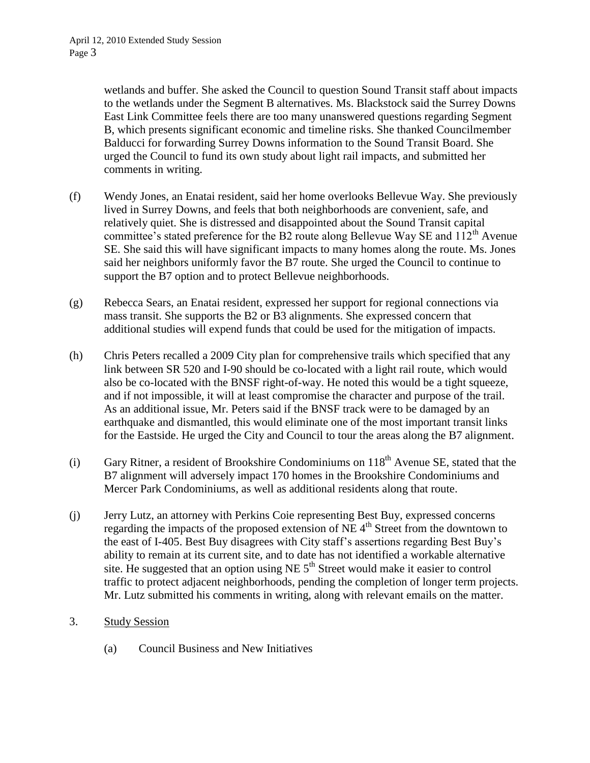wetlands and buffer. She asked the Council to question Sound Transit staff about impacts to the wetlands under the Segment B alternatives. Ms. Blackstock said the Surrey Downs East Link Committee feels there are too many unanswered questions regarding Segment B, which presents significant economic and timeline risks. She thanked Councilmember Balducci for forwarding Surrey Downs information to the Sound Transit Board. She urged the Council to fund its own study about light rail impacts, and submitted her comments in writing.

(f) Wendy Jones, an Enatai resident, said her home overlooks Bellevue Way. She previously lived in Surrey Downs, and feels that both neighborhoods are convenient, safe, and relatively quiet. She is distressed and disappointed about the Sound Transit capital committee's stated preference for the B2 route along Bellevue Way SE and 112th Avenue SE. She said this will have significant impacts to many homes along the route. Ms. Jones said her neighbors uniformly favor the B7 route. She urged the Council to continue to support the B7 option and to protect Bellevue neighborhoods.

(g) Rebecca Sears, an Enatai resident, expressed her support for regional connections via mass transit. She supports the B2 or B3 alignments. She expressed concern that additional studies will expend funds that could be used for the mitigation of impacts.

(h) Chris Peters recalled a 2009 City plan for comprehensive trails which specified that any link between SR 520 and I-90 should be co-located with a light rail route, which would also be co-located with the BNSF right-of-way. He noted this would be a tight squeeze, and if not impossible, it will at least compromise the character and purpose of the trail. As an additional issue, Mr. Peters said if the BNSF track were to be damaged by an earthquake and dismantled, this would eliminate one of the most important transit links for the Eastside. He urged the City and Council to tour the areas along the B7 alignment.

(i) Gary Ritner, a resident of Brookshire Condominiums on 118th Avenue SE, stated that the B7 alignment will adversely impact 170 homes in the Brookshire Condominiums and Mercer Park Condominiums, as well as additional residents along that route.

(j) Jerry Lutz, an attorney with Perkins Coie representing Best Buy, expressed concerns regarding the impacts of the proposed extension of NE 4th Street from the downtown to the east of I-405. Best Buy disagrees with City staff's assertions regarding Best Buy's ability to remain at its current site, and to date has not identified a workable alternative site. He suggested that an option using NE 5th Street would make it easier to control traffic to protect adjacent neighborhoods, pending the completion of longer term projects. Mr. Lutz submitted his comments in writing, along with relevant emails on the matter.

3. Study Session

(a) Council Business and New Initiatives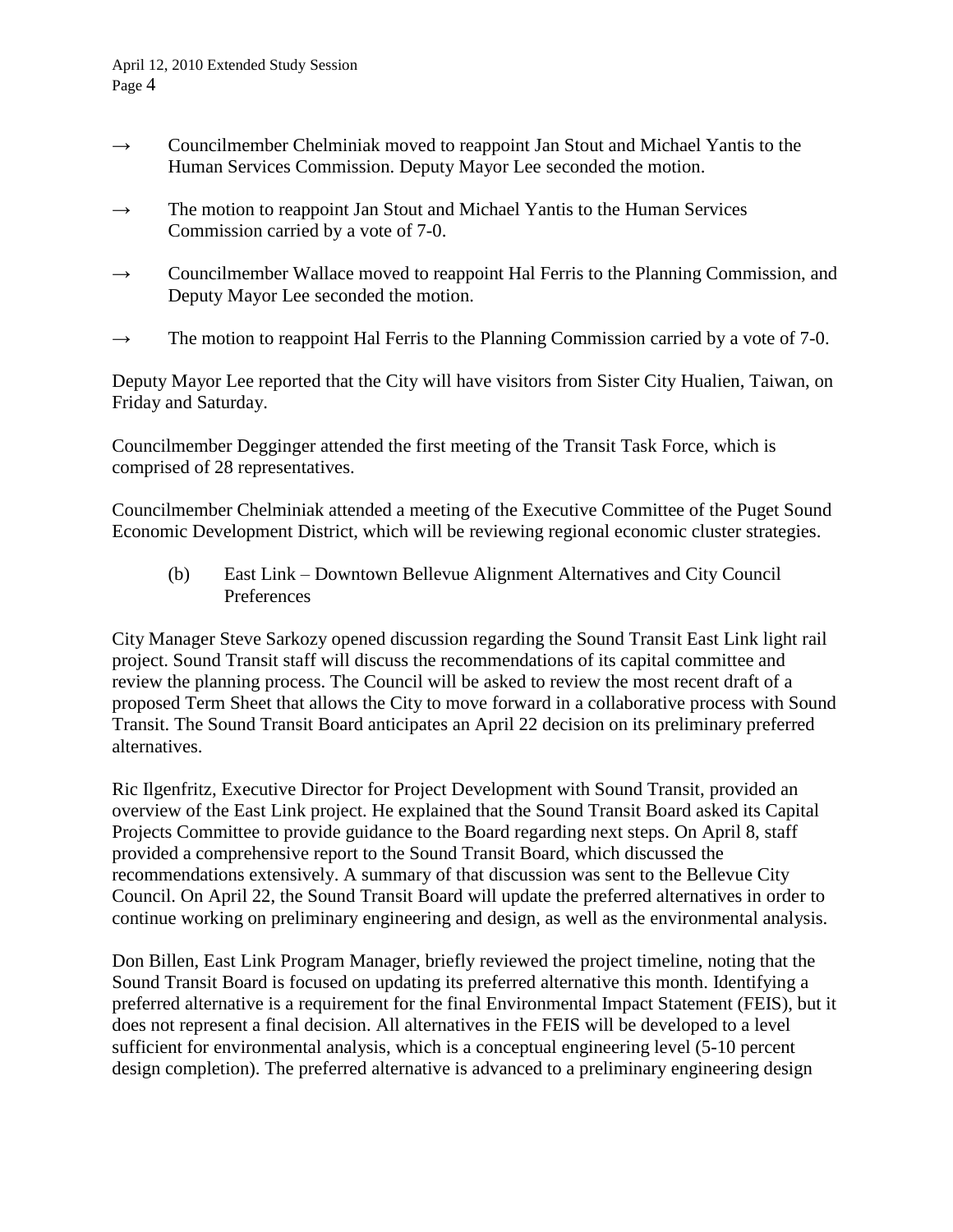→ Councilmember Chelminiak moved to reappoint Jan Stout and Michael Yantis to the Human Services Commission. Deputy Mayor Lee seconded the motion.

→ The motion to reappoint Jan Stout and Michael Yantis to the Human Services Commission carried by a vote of 7-0.

→ Councilmember Wallace moved to reappoint Hal Ferris to the Planning Commission, and Deputy Mayor Lee seconded the motion.

→ The motion to reappoint Hal Ferris to the Planning Commission carried by a vote of 7-0.

Deputy Mayor Lee reported that the City will have visitors from Sister City Hualien, Taiwan, on Friday and Saturday.

Councilmember Degginger attended the first meeting of the Transit Task Force, which is comprised of 28 representatives.

Councilmember Chelminiak attended a meeting of the Executive Committee of the Puget Sound Economic Development District, which will be reviewing regional economic cluster strategies.

(b) East Link – Downtown Bellevue Alignment Alternatives and City Council Preferences

City Manager Steve Sarkozy opened discussion regarding the Sound Transit East Link light rail project. Sound Transit staff will discuss the recommendations of its capital committee and review the planning process. The Council will be asked to review the most recent draft of a proposed Term Sheet that allows the City to move forward in a collaborative process with Sound Transit. The Sound Transit Board anticipates an April 22 decision on its preliminary preferred alternatives.

Ric Ilgenfritz, Executive Director for Project Development with Sound Transit, provided an overview of the East Link project. He explained that the Sound Transit Board asked its Capital Projects Committee to provide guidance to the Board regarding next steps. On April 8, staff provided a comprehensive report to the Sound Transit Board, which discussed the recommendations extensively. A summary of that discussion was sent to the Bellevue City Council. On April 22, the Sound Transit Board will update the preferred alternatives in order to continue working on preliminary engineering and design, as well as the environmental analysis.

Don Billen, East Link Program Manager, briefly reviewed the project timeline, noting that the Sound Transit Board is focused on updating its preferred alternative this month. Identifying a preferred alternative is a requirement for the final Environmental Impact Statement (FEIS), but it does not represent a final decision. All alternatives in the FEIS will be developed to a level sufficient for environmental analysis, which is a conceptual engineering level (5-10 percent design completion). The preferred alternative is advanced to a preliminary engineering design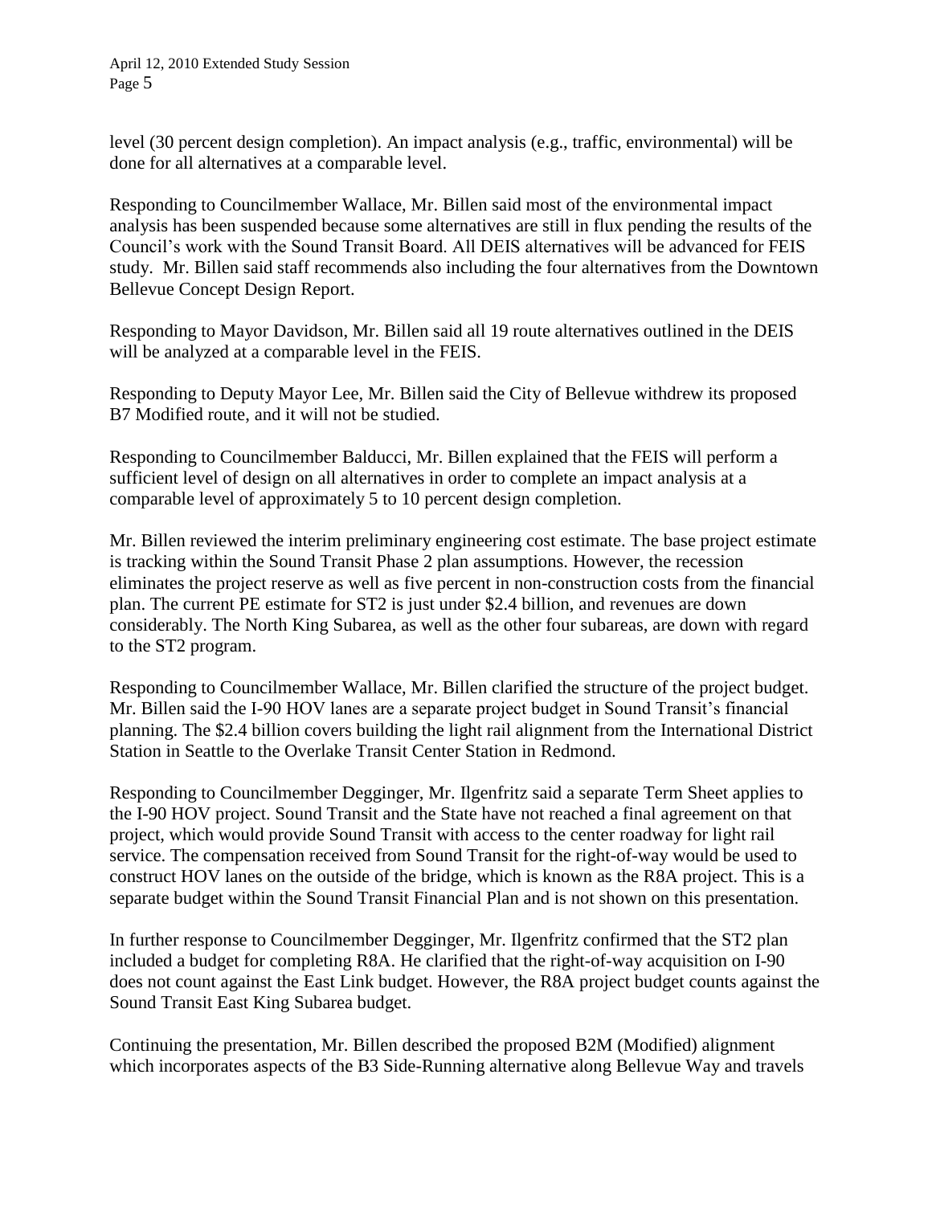level (30 percent design completion). An impact analysis (e.g., traffic, environmental) will be done for all alternatives at a comparable level.

Responding to Councilmember Wallace, Mr. Billen said most of the environmental impact analysis has been suspended because some alternatives are still in flux pending the results of the Council's work with the Sound Transit Board. All DEIS alternatives will be advanced for FEIS study. Mr. Billen said staff recommends also including the four alternatives from the Downtown Bellevue Concept Design Report.

Responding to Mayor Davidson, Mr. Billen said all 19 route alternatives outlined in the DEIS will be analyzed at a comparable level in the FEIS.

Responding to Deputy Mayor Lee, Mr. Billen said the City of Bellevue withdrew its proposed B7 Modified route, and it will not be studied.

Responding to Councilmember Balducci, Mr. Billen explained that the FEIS will perform a sufficient level of design on all alternatives in order to complete an impact analysis at a comparable level of approximately 5 to 10 percent design completion.

Mr. Billen reviewed the interim preliminary engineering cost estimate. The base project estimate is tracking within the Sound Transit Phase 2 plan assumptions. However, the recession eliminates the project reserve as well as five percent in non-construction costs from the financial plan. The current PE estimate for ST2 is just under $2.4 billion, and revenues are down considerably. The North King Subarea, as well as the other four subareas, are down with regard to the ST2 program.

Responding to Councilmember Wallace, Mr. Billen clarified the structure of the project budget. Mr. Billen said the I-90 HOV lanes are a separate project budget in Sound Transit's financial planning. The $2.4 billion covers building the light rail alignment from the International District Station in Seattle to the Overlake Transit Center Station in Redmond.

Responding to Councilmember Degginger, Mr. Ilgenfritz said a separate Term Sheet applies to the I-90 HOV project. Sound Transit and the State have not reached a final agreement on that project, which would provide Sound Transit with access to the center roadway for light rail service. The compensation received from Sound Transit for the right-of-way would be used to construct HOV lanes on the outside of the bridge, which is known as the R8A project. This is a separate budget within the Sound Transit Financial Plan and is not shown on this presentation.

In further response to Councilmember Degginger, Mr. Ilgenfritz confirmed that the ST2 plan included a budget for completing R8A. He clarified that the right-of-way acquisition on I-90 does not count against the East Link budget. However, the R8A project budget counts against the Sound Transit East King Subarea budget.

Continuing the presentation, Mr. Billen described the proposed B2M (Modified) alignment which incorporates aspects of the B3 Side-Running alternative along Bellevue Way and travels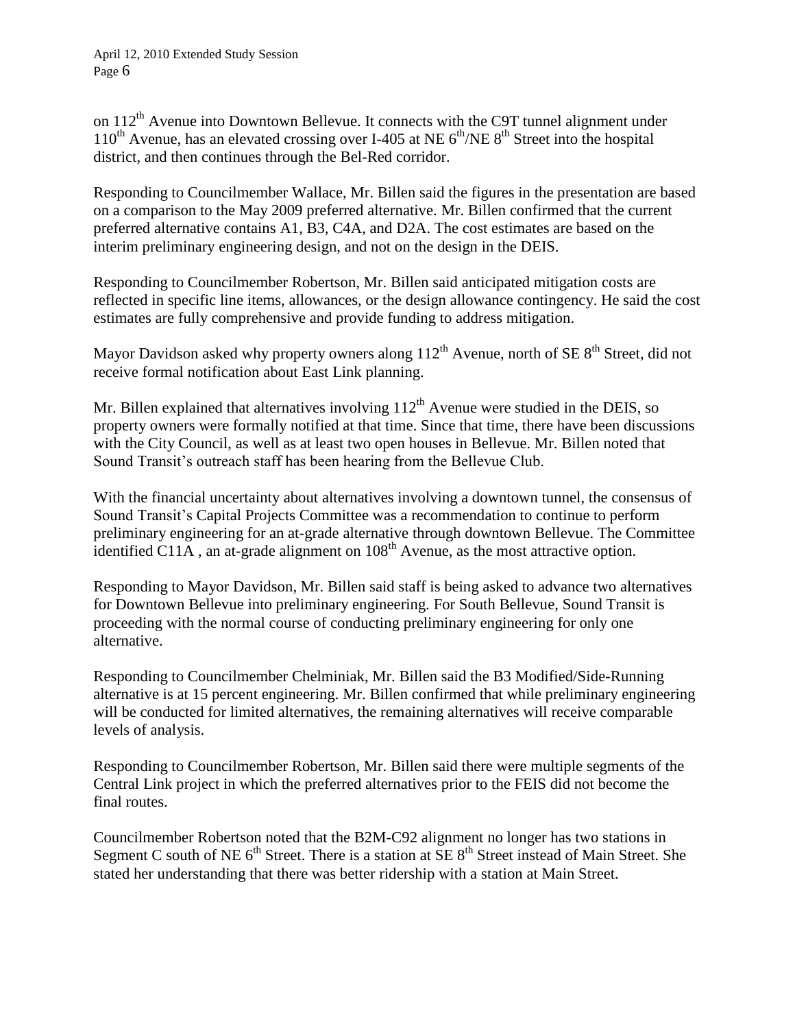on 112$^{th}$ Avenue into Downtown Bellevue. It connects with the C9T tunnel alignment under 110$^{th}$ Avenue, has an elevated crossing over I-405 at NE 6$^{th}$/NE 8$^{th}$ Street into the hospital district, and then continues through the Bel-Red corridor.

Responding to Councilmember Wallace, Mr. Billen said the figures in the presentation are based on a comparison to the May 2009 preferred alternative. Mr. Billen confirmed that the current preferred alternative contains A1, B3, C4A, and D2A. The cost estimates are based on the interim preliminary engineering design, and not on the design in the DEIS.

Responding to Councilmember Robertson, Mr. Billen said anticipated mitigation costs are reflected in specific line items, allowances, or the design allowance contingency. He said the cost estimates are fully comprehensive and provide funding to address mitigation.

Mayor Davidson asked why property owners along 112$^{th}$ Avenue, north of SE 8$^{th}$ Street, did not receive formal notification about East Link planning.

Mr. Billen explained that alternatives involving 112$^{th}$ Avenue were studied in the DEIS, so property owners were formally notified at that time. Since that time, there have been discussions with the City Council, as well as at least two open houses in Bellevue. Mr. Billen noted that Sound Transit's outreach staff has been hearing from the Bellevue Club.

With the financial uncertainty about alternatives involving a downtown tunnel, the consensus of Sound Transit's Capital Projects Committee was a recommendation to continue to perform preliminary engineering for an at-grade alternative through downtown Bellevue. The Committee identified C11A , an at-grade alignment on 108$^{th}$ Avenue, as the most attractive option.

Responding to Mayor Davidson, Mr. Billen said staff is being asked to advance two alternatives for Downtown Bellevue into preliminary engineering. For South Bellevue, Sound Transit is proceeding with the normal course of conducting preliminary engineering for only one alternative.

Responding to Councilmember Chelminiak, Mr. Billen said the B3 Modified/Side-Running alternative is at 15 percent engineering. Mr. Billen confirmed that while preliminary engineering will be conducted for limited alternatives, the remaining alternatives will receive comparable levels of analysis.

Responding to Councilmember Robertson, Mr. Billen said there were multiple segments of the Central Link project in which the preferred alternatives prior to the FEIS did not become the final routes.

Councilmember Robertson noted that the B2M-C92 alignment no longer has two stations in Segment C south of NE 6$^{th}$ Street. There is a station at SE 8$^{th}$ Street instead of Main Street. She stated her understanding that there was better ridership with a station at Main Street.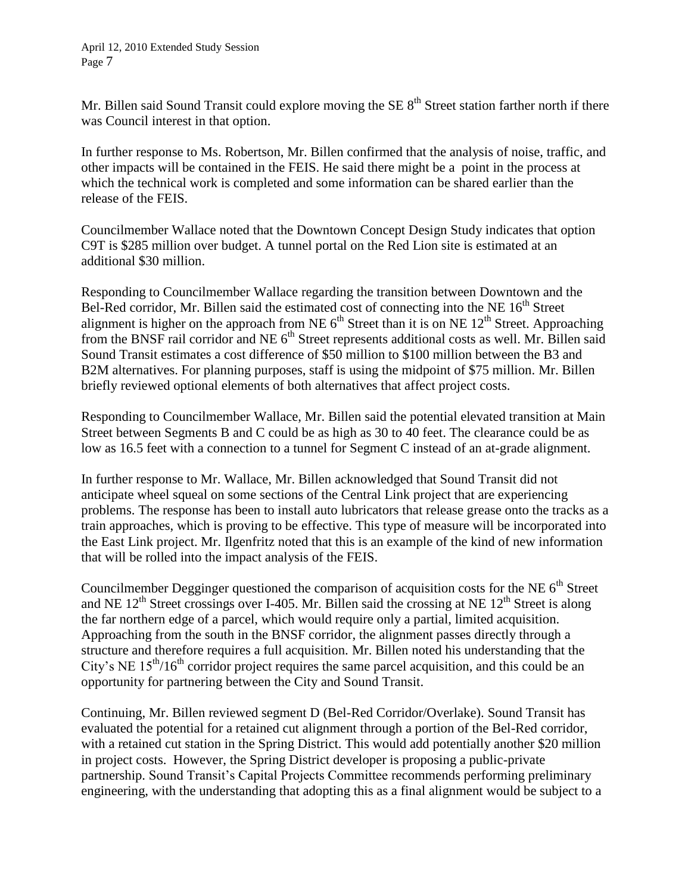Mr. Billen said Sound Transit could explore moving the SE 8th Street station farther north if there was Council interest in that option.

In further response to Ms. Robertson, Mr. Billen confirmed that the analysis of noise, traffic, and other impacts will be contained in the FEIS. He said there might be a point in the process at which the technical work is completed and some information can be shared earlier than the release of the FEIS.

Councilmember Wallace noted that the Downtown Concept Design Study indicates that option C9T is $285 million over budget. A tunnel portal on the Red Lion site is estimated at an additional $30 million.

Responding to Councilmember Wallace regarding the transition between Downtown and the Bel-Red corridor, Mr. Billen said the estimated cost of connecting into the NE 16th Street alignment is higher on the approach from NE 6th Street than it is on NE 12th Street. Approaching from the BNSF rail corridor and NE 6th Street represents additional costs as well. Mr. Billen said Sound Transit estimates a cost difference of $50 million to $100 million between the B3 and B2M alternatives. For planning purposes, staff is using the midpoint of $75 million. Mr. Billen briefly reviewed optional elements of both alternatives that affect project costs.

Responding to Councilmember Wallace, Mr. Billen said the potential elevated transition at Main Street between Segments B and C could be as high as 30 to 40 feet. The clearance could be as low as 16.5 feet with a connection to a tunnel for Segment C instead of an at-grade alignment.

In further response to Mr. Wallace, Mr. Billen acknowledged that Sound Transit did not anticipate wheel squeal on some sections of the Central Link project that are experiencing problems. The response has been to install auto lubricators that release grease onto the tracks as a train approaches, which is proving to be effective. This type of measure will be incorporated into the East Link project. Mr. Ilgenfritz noted that this is an example of the kind of new information that will be rolled into the impact analysis of the FEIS.

Councilmember Degginger questioned the comparison of acquisition costs for the NE 6th Street and NE 12th Street crossings over I-405. Mr. Billen said the crossing at NE 12th Street is along the far northern edge of a parcel, which would require only a partial, limited acquisition. Approaching from the south in the BNSF corridor, the alignment passes directly through a structure and therefore requires a full acquisition. Mr. Billen noted his understanding that the City's NE 15th/16th corridor project requires the same parcel acquisition, and this could be an opportunity for partnering between the City and Sound Transit.

Continuing, Mr. Billen reviewed segment D (Bel-Red Corridor/Overlake). Sound Transit has evaluated the potential for a retained cut alignment through a portion of the Bel-Red corridor, with a retained cut station in the Spring District. This would add potentially another $20 million in project costs. However, the Spring District developer is proposing a public-private partnership. Sound Transit's Capital Projects Committee recommends performing preliminary engineering, with the understanding that adopting this as a final alignment would be subject to a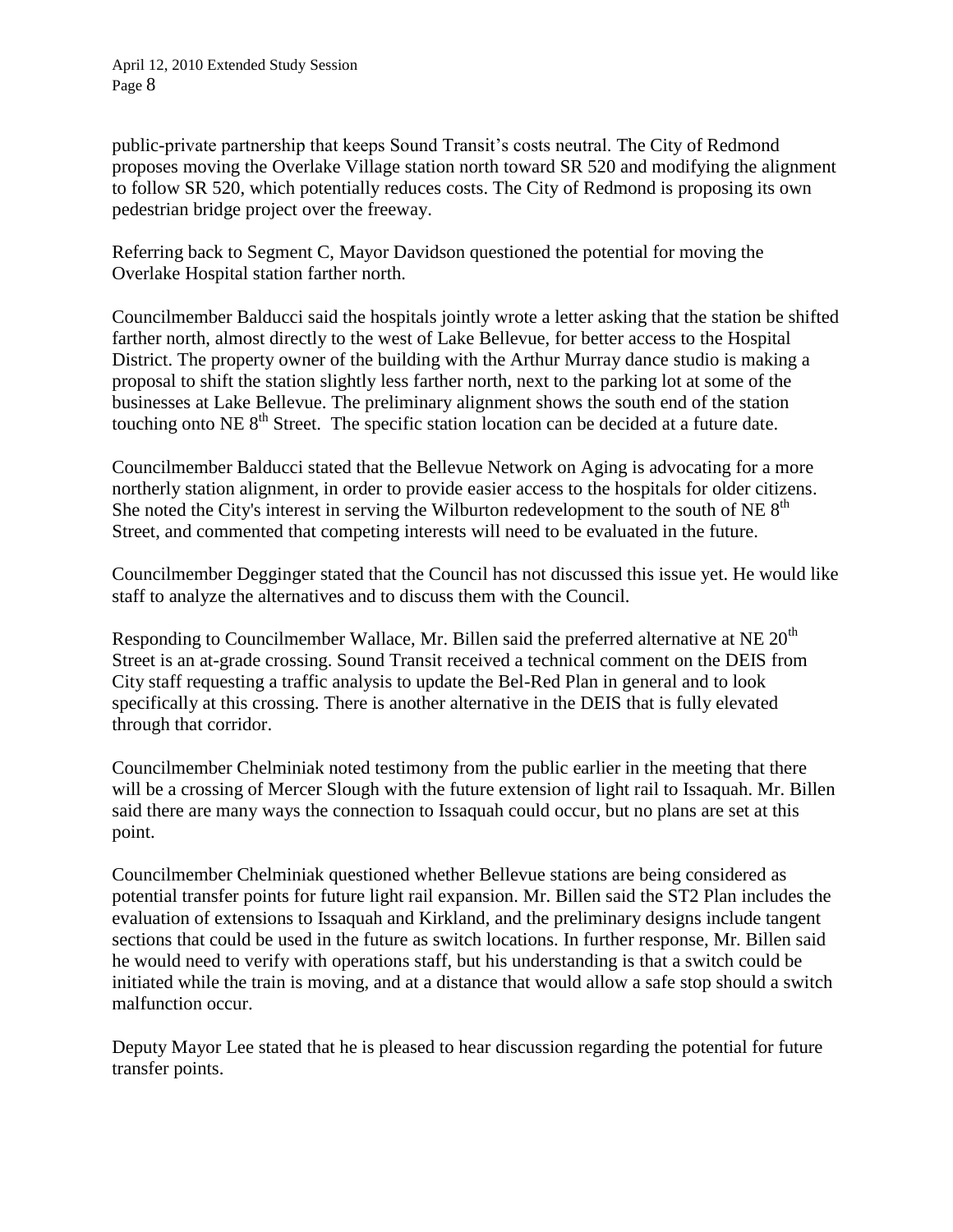public-private partnership that keeps Sound Transit's costs neutral. The City of Redmond proposes moving the Overlake Village station north toward SR 520 and modifying the alignment to follow SR 520, which potentially reduces costs. The City of Redmond is proposing its own pedestrian bridge project over the freeway.

Referring back to Segment C, Mayor Davidson questioned the potential for moving the Overlake Hospital station farther north.

Councilmember Balducci said the hospitals jointly wrote a letter asking that the station be shifted farther north, almost directly to the west of Lake Bellevue, for better access to the Hospital District. The property owner of the building with the Arthur Murray dance studio is making a proposal to shift the station slightly less farther north, next to the parking lot at some of the businesses at Lake Bellevue. The preliminary alignment shows the south end of the station touching onto NE 8th Street. The specific station location can be decided at a future date.

Councilmember Balducci stated that the Bellevue Network on Aging is advocating for a more northerly station alignment, in order to provide easier access to the hospitals for older citizens. She noted the City's interest in serving the Wilburton redevelopment to the south of NE 8th Street, and commented that competing interests will need to be evaluated in the future.

Councilmember Degginger stated that the Council has not discussed this issue yet. He would like staff to analyze the alternatives and to discuss them with the Council.

Responding to Councilmember Wallace, Mr. Billen said the preferred alternative at NE 20th Street is an at-grade crossing. Sound Transit received a technical comment on the DEIS from City staff requesting a traffic analysis to update the Bel-Red Plan in general and to look specifically at this crossing. There is another alternative in the DEIS that is fully elevated through that corridor.

Councilmember Chelminiak noted testimony from the public earlier in the meeting that there will be a crossing of Mercer Slough with the future extension of light rail to Issaquah. Mr. Billen said there are many ways the connection to Issaquah could occur, but no plans are set at this point.

Councilmember Chelminiak questioned whether Bellevue stations are being considered as potential transfer points for future light rail expansion. Mr. Billen said the ST2 Plan includes the evaluation of extensions to Issaquah and Kirkland, and the preliminary designs include tangent sections that could be used in the future as switch locations. In further response, Mr. Billen said he would need to verify with operations staff, but his understanding is that a switch could be initiated while the train is moving, and at a distance that would allow a safe stop should a switch malfunction occur.

Deputy Mayor Lee stated that he is pleased to hear discussion regarding the potential for future transfer points.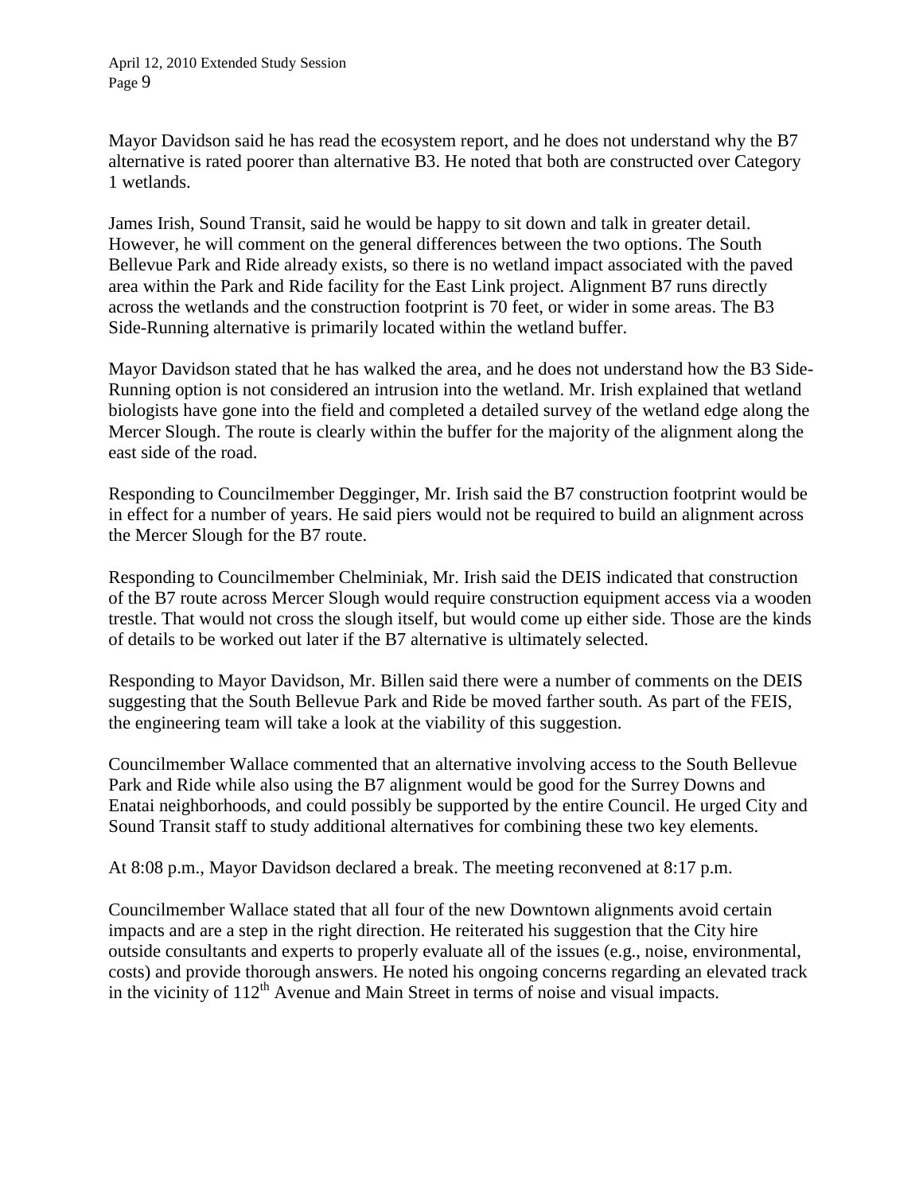Mayor Davidson said he has read the ecosystem report, and he does not understand why the B7 alternative is rated poorer than alternative B3. He noted that both are constructed over Category 1 wetlands.

James Irish, Sound Transit, said he would be happy to sit down and talk in greater detail. However, he will comment on the general differences between the two options. The South Bellevue Park and Ride already exists, so there is no wetland impact associated with the paved area within the Park and Ride facility for the East Link project. Alignment B7 runs directly across the wetlands and the construction footprint is 70 feet, or wider in some areas. The B3 Side-Running alternative is primarily located within the wetland buffer.

Mayor Davidson stated that he has walked the area, and he does not understand how the B3 Side-Running option is not considered an intrusion into the wetland. Mr. Irish explained that wetland biologists have gone into the field and completed a detailed survey of the wetland edge along the Mercer Slough. The route is clearly within the buffer for the majority of the alignment along the east side of the road.

Responding to Councilmember Degginger, Mr. Irish said the B7 construction footprint would be in effect for a number of years. He said piers would not be required to build an alignment across the Mercer Slough for the B7 route.

Responding to Councilmember Chelminiak, Mr. Irish said the DEIS indicated that construction of the B7 route across Mercer Slough would require construction equipment access via a wooden trestle. That would not cross the slough itself, but would come up either side. Those are the kinds of details to be worked out later if the B7 alternative is ultimately selected.

Responding to Mayor Davidson, Mr. Billen said there were a number of comments on the DEIS suggesting that the South Bellevue Park and Ride be moved farther south. As part of the FEIS, the engineering team will take a look at the viability of this suggestion.

Councilmember Wallace commented that an alternative involving access to the South Bellevue Park and Ride while also using the B7 alignment would be good for the Surrey Downs and Enatai neighborhoods, and could possibly be supported by the entire Council. He urged City and Sound Transit staff to study additional alternatives for combining these two key elements.

At 8:08 p.m., Mayor Davidson declared a break. The meeting reconvened at 8:17 p.m.

Councilmember Wallace stated that all four of the new Downtown alignments avoid certain impacts and are a step in the right direction. He reiterated his suggestion that the City hire outside consultants and experts to properly evaluate all of the issues (e.g., noise, environmental, costs) and provide thorough answers. He noted his ongoing concerns regarding an elevated track in the vicinity of 112th Avenue and Main Street in terms of noise and visual impacts.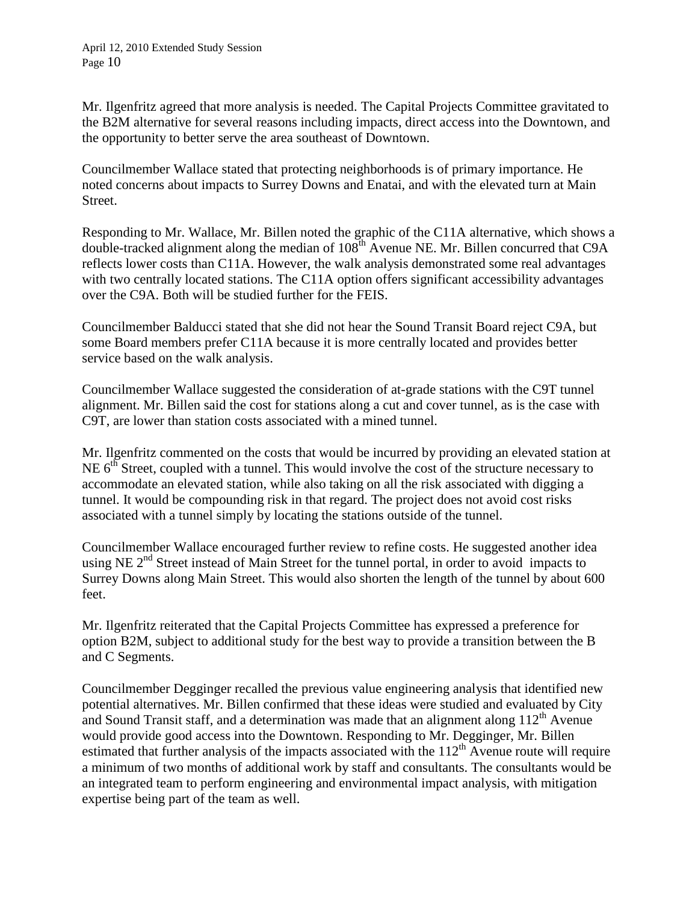Mr. Ilgenfritz agreed that more analysis is needed. The Capital Projects Committee gravitated to the B2M alternative for several reasons including impacts, direct access into the Downtown, and the opportunity to better serve the area southeast of Downtown.

Councilmember Wallace stated that protecting neighborhoods is of primary importance. He noted concerns about impacts to Surrey Downs and Enatai, and with the elevated turn at Main Street.

Responding to Mr. Wallace, Mr. Billen noted the graphic of the C11A alternative, which shows a double-tracked alignment along the median of 108th Avenue NE. Mr. Billen concurred that C9A reflects lower costs than C11A. However, the walk analysis demonstrated some real advantages with two centrally located stations. The C11A option offers significant accessibility advantages over the C9A. Both will be studied further for the FEIS.

Councilmember Balducci stated that she did not hear the Sound Transit Board reject C9A, but some Board members prefer C11A because it is more centrally located and provides better service based on the walk analysis.

Councilmember Wallace suggested the consideration of at-grade stations with the C9T tunnel alignment. Mr. Billen said the cost for stations along a cut and cover tunnel, as is the case with C9T, are lower than station costs associated with a mined tunnel.

Mr. Ilgenfritz commented on the costs that would be incurred by providing an elevated station at NE 6th Street, coupled with a tunnel. This would involve the cost of the structure necessary to accommodate an elevated station, while also taking on all the risk associated with digging a tunnel. It would be compounding risk in that regard. The project does not avoid cost risks associated with a tunnel simply by locating the stations outside of the tunnel.

Councilmember Wallace encouraged further review to refine costs. He suggested another idea using NE 2nd Street instead of Main Street for the tunnel portal, in order to avoid impacts to Surrey Downs along Main Street. This would also shorten the length of the tunnel by about 600 feet.

Mr. Ilgenfritz reiterated that the Capital Projects Committee has expressed a preference for option B2M, subject to additional study for the best way to provide a transition between the B and C Segments.

Councilmember Degginger recalled the previous value engineering analysis that identified new potential alternatives. Mr. Billen confirmed that these ideas were studied and evaluated by City and Sound Transit staff, and a determination was made that an alignment along 112th Avenue would provide good access into the Downtown. Responding to Mr. Degginger, Mr. Billen estimated that further analysis of the impacts associated with the 112th Avenue route will require a minimum of two months of additional work by staff and consultants. The consultants would be an integrated team to perform engineering and environmental impact analysis, with mitigation expertise being part of the team as well.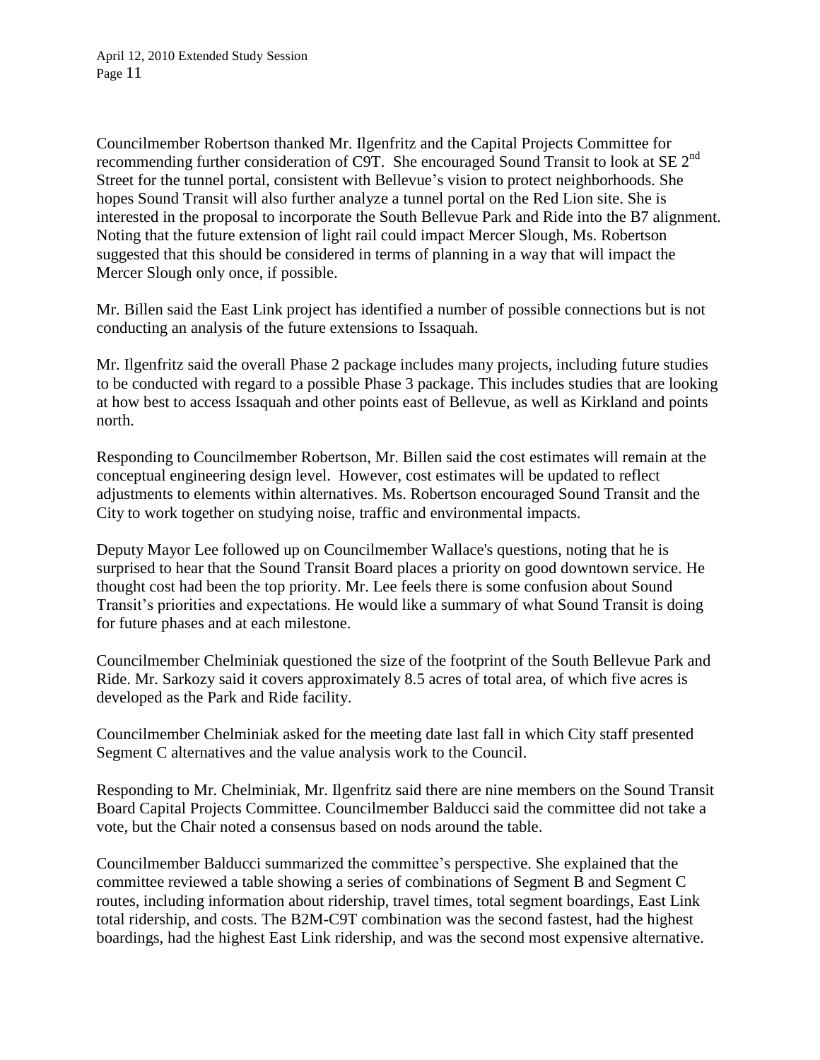Councilmember Robertson thanked Mr. Ilgenfritz and the Capital Projects Committee for recommending further consideration of C9T. She encouraged Sound Transit to look at SE 2nd Street for the tunnel portal, consistent with Bellevue's vision to protect neighborhoods. She hopes Sound Transit will also further analyze a tunnel portal on the Red Lion site. She is interested in the proposal to incorporate the South Bellevue Park and Ride into the B7 alignment. Noting that the future extension of light rail could impact Mercer Slough, Ms. Robertson suggested that this should be considered in terms of planning in a way that will impact the Mercer Slough only once, if possible.

Mr. Billen said the East Link project has identified a number of possible connections but is not conducting an analysis of the future extensions to Issaquah.

Mr. Ilgenfritz said the overall Phase 2 package includes many projects, including future studies to be conducted with regard to a possible Phase 3 package. This includes studies that are looking at how best to access Issaquah and other points east of Bellevue, as well as Kirkland and points north.

Responding to Councilmember Robertson, Mr. Billen said the cost estimates will remain at the conceptual engineering design level. However, cost estimates will be updated to reflect adjustments to elements within alternatives. Ms. Robertson encouraged Sound Transit and the City to work together on studying noise, traffic and environmental impacts.

Deputy Mayor Lee followed up on Councilmember Wallace's questions, noting that he is surprised to hear that the Sound Transit Board places a priority on good downtown service. He thought cost had been the top priority. Mr. Lee feels there is some confusion about Sound Transit's priorities and expectations. He would like a summary of what Sound Transit is doing for future phases and at each milestone.

Councilmember Chelminiak questioned the size of the footprint of the South Bellevue Park and Ride. Mr. Sarkozy said it covers approximately 8.5 acres of total area, of which five acres is developed as the Park and Ride facility.

Councilmember Chelminiak asked for the meeting date last fall in which City staff presented Segment C alternatives and the value analysis work to the Council.

Responding to Mr. Chelminiak, Mr. Ilgenfritz said there are nine members on the Sound Transit Board Capital Projects Committee. Councilmember Balducci said the committee did not take a vote, but the Chair noted a consensus based on nods around the table.

Councilmember Balducci summarized the committee's perspective. She explained that the committee reviewed a table showing a series of combinations of Segment B and Segment C routes, including information about ridership, travel times, total segment boardings, East Link total ridership, and costs. The B2M-C9T combination was the second fastest, had the highest boardings, had the highest East Link ridership, and was the second most expensive alternative.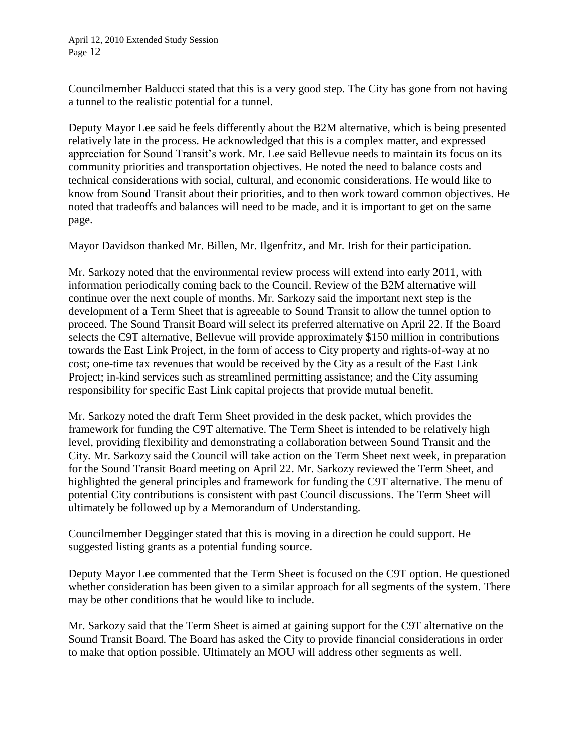Councilmember Balducci stated that this is a very good step. The City has gone from not having a tunnel to the realistic potential for a tunnel.

Deputy Mayor Lee said he feels differently about the B2M alternative, which is being presented relatively late in the process. He acknowledged that this is a complex matter, and expressed appreciation for Sound Transit's work. Mr. Lee said Bellevue needs to maintain its focus on its community priorities and transportation objectives. He noted the need to balance costs and technical considerations with social, cultural, and economic considerations. He would like to know from Sound Transit about their priorities, and to then work toward common objectives. He noted that tradeoffs and balances will need to be made, and it is important to get on the same page.

Mayor Davidson thanked Mr. Billen, Mr. Ilgenfritz, and Mr. Irish for their participation.

Mr. Sarkozy noted that the environmental review process will extend into early 2011, with information periodically coming back to the Council. Review of the B2M alternative will continue over the next couple of months. Mr. Sarkozy said the important next step is the development of a Term Sheet that is agreeable to Sound Transit to allow the tunnel option to proceed. The Sound Transit Board will select its preferred alternative on April 22. If the Board selects the C9T alternative, Bellevue will provide approximately $150 million in contributions towards the East Link Project, in the form of access to City property and rights-of-way at no cost; one-time tax revenues that would be received by the City as a result of the East Link Project; in-kind services such as streamlined permitting assistance; and the City assuming responsibility for specific East Link capital projects that provide mutual benefit.

Mr. Sarkozy noted the draft Term Sheet provided in the desk packet, which provides the framework for funding the C9T alternative. The Term Sheet is intended to be relatively high level, providing flexibility and demonstrating a collaboration between Sound Transit and the City. Mr. Sarkozy said the Council will take action on the Term Sheet next week, in preparation for the Sound Transit Board meeting on April 22. Mr. Sarkozy reviewed the Term Sheet, and highlighted the general principles and framework for funding the C9T alternative. The menu of potential City contributions is consistent with past Council discussions. The Term Sheet will ultimately be followed up by a Memorandum of Understanding.

Councilmember Degginger stated that this is moving in a direction he could support. He suggested listing grants as a potential funding source.

Deputy Mayor Lee commented that the Term Sheet is focused on the C9T option. He questioned whether consideration has been given to a similar approach for all segments of the system. There may be other conditions that he would like to include.

Mr. Sarkozy said that the Term Sheet is aimed at gaining support for the C9T alternative on the Sound Transit Board. The Board has asked the City to provide financial considerations in order to make that option possible. Ultimately an MOU will address other segments as well.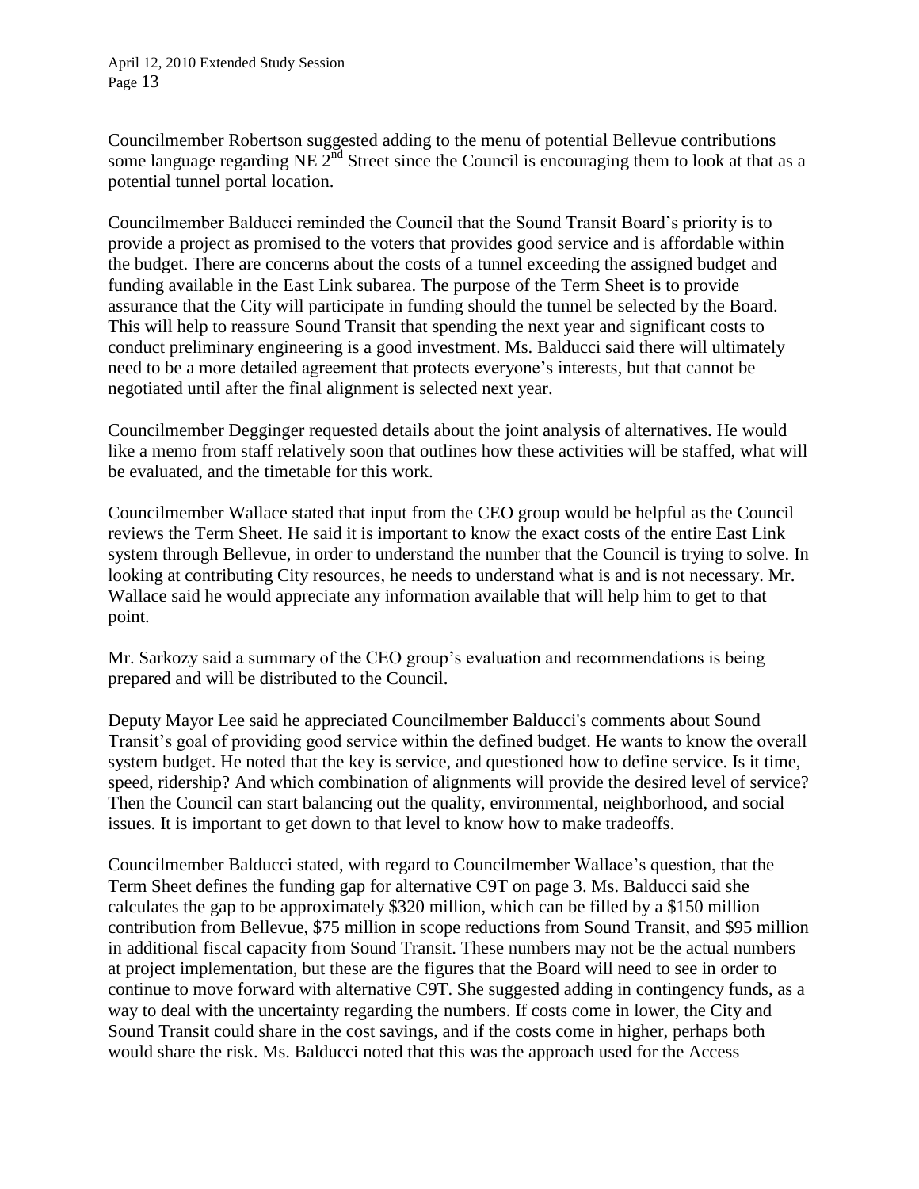Councilmember Robertson suggested adding to the menu of potential Bellevue contributions some language regarding NE 2nd Street since the Council is encouraging them to look at that as a potential tunnel portal location.

Councilmember Balducci reminded the Council that the Sound Transit Board's priority is to provide a project as promised to the voters that provides good service and is affordable within the budget. There are concerns about the costs of a tunnel exceeding the assigned budget and funding available in the East Link subarea. The purpose of the Term Sheet is to provide assurance that the City will participate in funding should the tunnel be selected by the Board. This will help to reassure Sound Transit that spending the next year and significant costs to conduct preliminary engineering is a good investment. Ms. Balducci said there will ultimately need to be a more detailed agreement that protects everyone's interests, but that cannot be negotiated until after the final alignment is selected next year.

Councilmember Degginger requested details about the joint analysis of alternatives. He would like a memo from staff relatively soon that outlines how these activities will be staffed, what will be evaluated, and the timetable for this work.

Councilmember Wallace stated that input from the CEO group would be helpful as the Council reviews the Term Sheet. He said it is important to know the exact costs of the entire East Link system through Bellevue, in order to understand the number that the Council is trying to solve. In looking at contributing City resources, he needs to understand what is and is not necessary. Mr. Wallace said he would appreciate any information available that will help him to get to that point.

Mr. Sarkozy said a summary of the CEO group's evaluation and recommendations is being prepared and will be distributed to the Council.

Deputy Mayor Lee said he appreciated Councilmember Balducci's comments about Sound Transit's goal of providing good service within the defined budget. He wants to know the overall system budget. He noted that the key is service, and questioned how to define service. Is it time, speed, ridership? And which combination of alignments will provide the desired level of service? Then the Council can start balancing out the quality, environmental, neighborhood, and social issues. It is important to get down to that level to know how to make tradeoffs.

Councilmember Balducci stated, with regard to Councilmember Wallace's question, that the Term Sheet defines the funding gap for alternative C9T on page 3. Ms. Balducci said she calculates the gap to be approximately $320 million, which can be filled by a $150 million contribution from Bellevue, $75 million in scope reductions from Sound Transit, and $95 million in additional fiscal capacity from Sound Transit. These numbers may not be the actual numbers at project implementation, but these are the figures that the Board will need to see in order to continue to move forward with alternative C9T. She suggested adding in contingency funds, as a way to deal with the uncertainty regarding the numbers. If costs come in lower, the City and Sound Transit could share in the cost savings, and if the costs come in higher, perhaps both would share the risk. Ms. Balducci noted that this was the approach used for the Access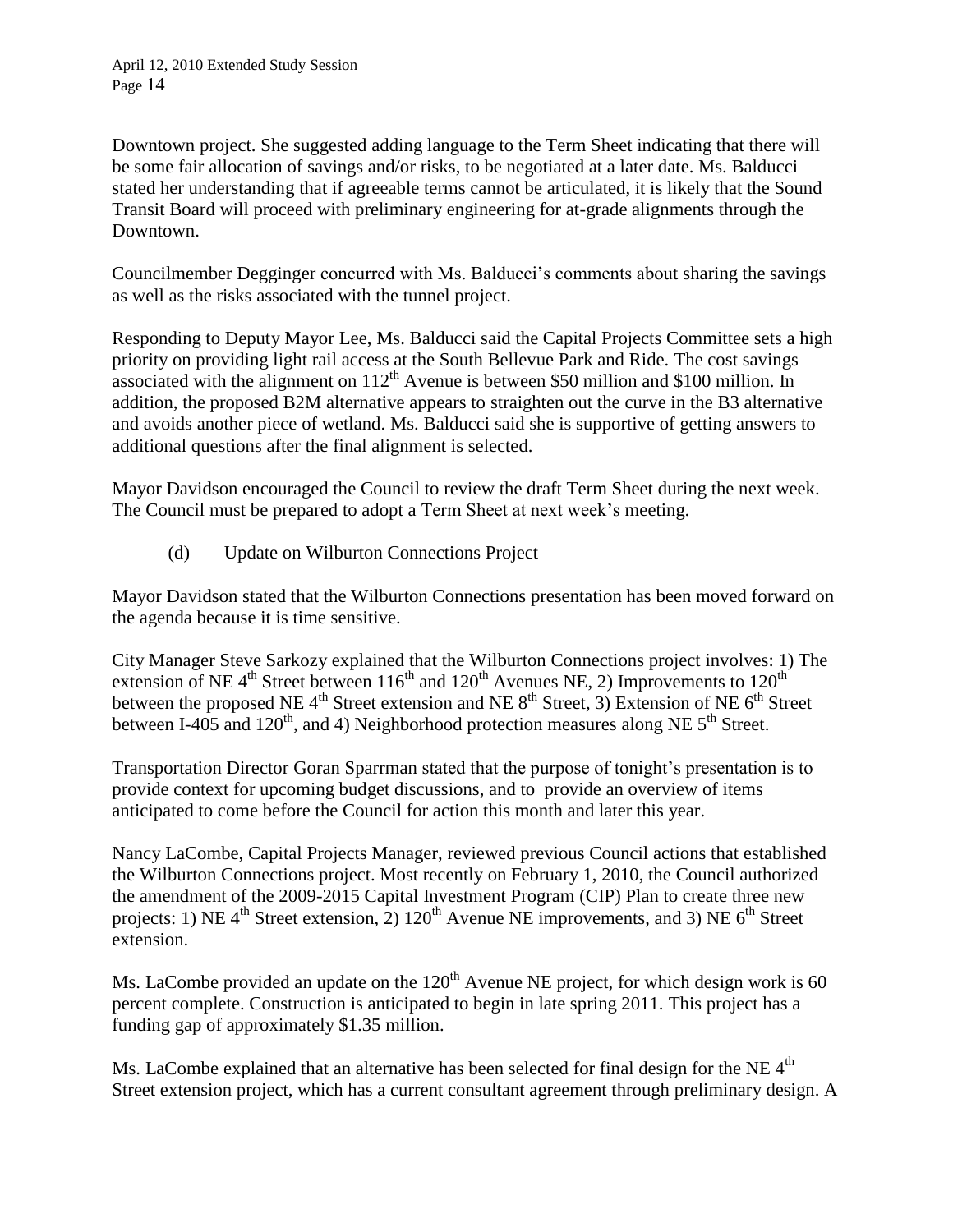Downtown project. She suggested adding language to the Term Sheet indicating that there will be some fair allocation of savings and/or risks, to be negotiated at a later date. Ms. Balducci stated her understanding that if agreeable terms cannot be articulated, it is likely that the Sound Transit Board will proceed with preliminary engineering for at-grade alignments through the Downtown.

Councilmember Degginger concurred with Ms. Balducci's comments about sharing the savings as well as the risks associated with the tunnel project.

Responding to Deputy Mayor Lee, Ms. Balducci said the Capital Projects Committee sets a high priority on providing light rail access at the South Bellevue Park and Ride. The cost savings associated with the alignment on 112th Avenue is between \$50 million and \$100 million. In addition, the proposed B2M alternative appears to straighten out the curve in the B3 alternative and avoids another piece of wetland. Ms. Balducci said she is supportive of getting answers to additional questions after the final alignment is selected.

Mayor Davidson encouraged the Council to review the draft Term Sheet during the next week. The Council must be prepared to adopt a Term Sheet at next week's meeting.

(d) Update on Wilburton Connections Project

Mayor Davidson stated that the Wilburton Connections presentation has been moved forward on the agenda because it is time sensitive.

City Manager Steve Sarkozy explained that the Wilburton Connections project involves: 1) The extension of NE 4th Street between 116th and 120th Avenues NE, 2) Improvements to 120th between the proposed NE 4th Street extension and NE 8th Street, 3) Extension of NE 6th Street between I-405 and 120th, and 4) Neighborhood protection measures along NE 5th Street.

Transportation Director Goran Sparrman stated that the purpose of tonight's presentation is to provide context for upcoming budget discussions, and to provide an overview of items anticipated to come before the Council for action this month and later this year.

Nancy LaCombe, Capital Projects Manager, reviewed previous Council actions that established the Wilburton Connections project. Most recently on February 1, 2010, the Council authorized the amendment of the 2009-2015 Capital Investment Program (CIP) Plan to create three new projects: 1) NE 4th Street extension, 2) 120th Avenue NE improvements, and 3) NE 6th Street extension.

Ms. LaCombe provided an update on the 120th Avenue NE project, for which design work is 60 percent complete. Construction is anticipated to begin in late spring 2011. This project has a funding gap of approximately \$1.35 million.

Ms. LaCombe explained that an alternative has been selected for final design for the NE 4th Street extension project, which has a current consultant agreement through preliminary design. A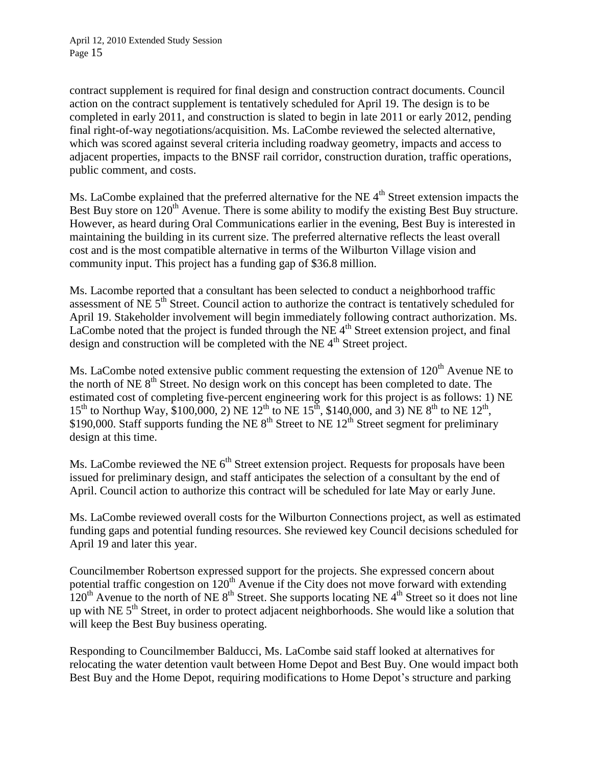contract supplement is required for final design and construction contract documents. Council action on the contract supplement is tentatively scheduled for April 19. The design is to be completed in early 2011, and construction is slated to begin in late 2011 or early 2012, pending final right-of-way negotiations/acquisition. Ms. LaCombe reviewed the selected alternative, which was scored against several criteria including roadway geometry, impacts and access to adjacent properties, impacts to the BNSF rail corridor, construction duration, traffic operations, public comment, and costs.

Ms. LaCombe explained that the preferred alternative for the NE 4th Street extension impacts the Best Buy store on 120th Avenue. There is some ability to modify the existing Best Buy structure. However, as heard during Oral Communications earlier in the evening, Best Buy is interested in maintaining the building in its current size. The preferred alternative reflects the least overall cost and is the most compatible alternative in terms of the Wilburton Village vision and community input. This project has a funding gap of $36.8 million.

Ms. Lacombe reported that a consultant has been selected to conduct a neighborhood traffic assessment of NE 5th Street. Council action to authorize the contract is tentatively scheduled for April 19. Stakeholder involvement will begin immediately following contract authorization. Ms. LaCombe noted that the project is funded through the NE 4th Street extension project, and final design and construction will be completed with the NE 4th Street project.

Ms. LaCombe noted extensive public comment requesting the extension of 120th Avenue NE to the north of NE 8th Street. No design work on this concept has been completed to date. The estimated cost of completing five-percent engineering work for this project is as follows: 1) NE 15th to Northup Way, $100,000, 2) NE 12th to NE 15th, $140,000, and 3) NE 8th to NE 12th, $190,000. Staff supports funding the NE 8th Street to NE 12th Street segment for preliminary design at this time.

Ms. LaCombe reviewed the NE 6th Street extension project. Requests for proposals have been issued for preliminary design, and staff anticipates the selection of a consultant by the end of April. Council action to authorize this contract will be scheduled for late May or early June.

Ms. LaCombe reviewed overall costs for the Wilburton Connections project, as well as estimated funding gaps and potential funding resources. She reviewed key Council decisions scheduled for April 19 and later this year.

Councilmember Robertson expressed support for the projects. She expressed concern about potential traffic congestion on 120th Avenue if the City does not move forward with extending 120th Avenue to the north of NE 8th Street. She supports locating NE 4th Street so it does not line up with NE 5th Street, in order to protect adjacent neighborhoods. She would like a solution that will keep the Best Buy business operating.

Responding to Councilmember Balducci, Ms. LaCombe said staff looked at alternatives for relocating the water detention vault between Home Depot and Best Buy. One would impact both Best Buy and the Home Depot, requiring modifications to Home Depot's structure and parking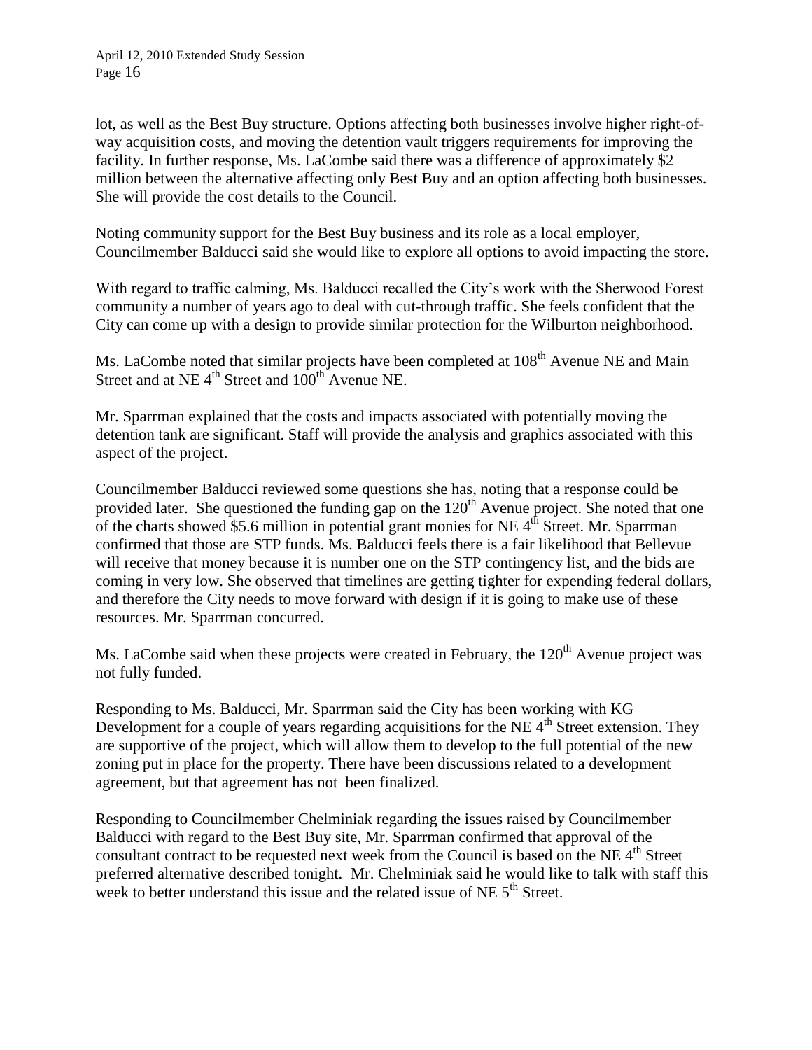lot, as well as the Best Buy structure. Options affecting both businesses involve higher right-of-way acquisition costs, and moving the detention vault triggers requirements for improving the facility. In further response, Ms. LaCombe said there was a difference of approximately $2 million between the alternative affecting only Best Buy and an option affecting both businesses. She will provide the cost details to the Council.

Noting community support for the Best Buy business and its role as a local employer, Councilmember Balducci said she would like to explore all options to avoid impacting the store.

With regard to traffic calming, Ms. Balducci recalled the City's work with the Sherwood Forest community a number of years ago to deal with cut-through traffic. She feels confident that the City can come up with a design to provide similar protection for the Wilburton neighborhood.

Ms. LaCombe noted that similar projects have been completed at 108th Avenue NE and Main Street and at NE 4th Street and 100th Avenue NE.

Mr. Sparrman explained that the costs and impacts associated with potentially moving the detention tank are significant. Staff will provide the analysis and graphics associated with this aspect of the project.

Councilmember Balducci reviewed some questions she has, noting that a response could be provided later. She questioned the funding gap on the 120th Avenue project. She noted that one of the charts showed $5.6 million in potential grant monies for NE 4th Street. Mr. Sparrman confirmed that those are STP funds. Ms. Balducci feels there is a fair likelihood that Bellevue will receive that money because it is number one on the STP contingency list, and the bids are coming in very low. She observed that timelines are getting tighter for expending federal dollars, and therefore the City needs to move forward with design if it is going to make use of these resources. Mr. Sparrman concurred.

Ms. LaCombe said when these projects were created in February, the 120th Avenue project was not fully funded.

Responding to Ms. Balducci, Mr. Sparrman said the City has been working with KG Development for a couple of years regarding acquisitions for the NE 4th Street extension. They are supportive of the project, which will allow them to develop to the full potential of the new zoning put in place for the property. There have been discussions related to a development agreement, but that agreement has not been finalized.

Responding to Councilmember Chelminiak regarding the issues raised by Councilmember Balducci with regard to the Best Buy site, Mr. Sparrman confirmed that approval of the consultant contract to be requested next week from the Council is based on the NE 4th Street preferred alternative described tonight. Mr. Chelminiak said he would like to talk with staff this week to better understand this issue and the related issue of NE 5th Street.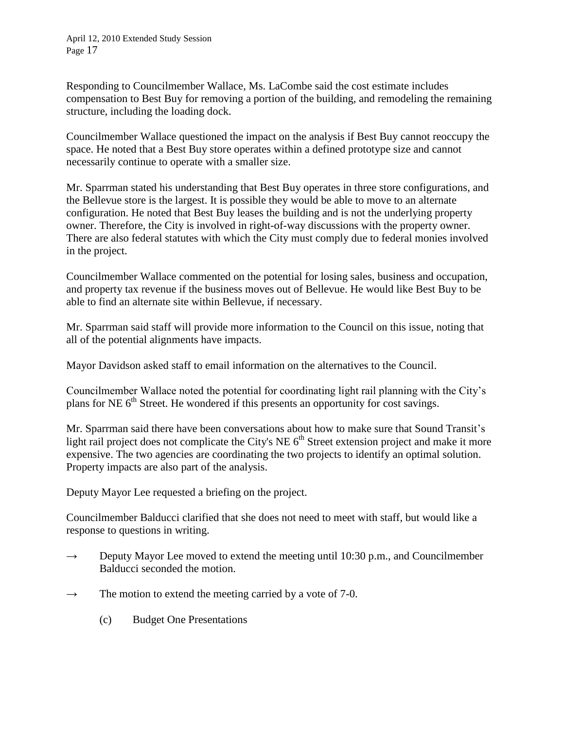Responding to Councilmember Wallace, Ms. LaCombe said the cost estimate includes compensation to Best Buy for removing a portion of the building, and remodeling the remaining structure, including the loading dock.

Councilmember Wallace questioned the impact on the analysis if Best Buy cannot reoccupy the space. He noted that a Best Buy store operates within a defined prototype size and cannot necessarily continue to operate with a smaller size.

Mr. Sparrman stated his understanding that Best Buy operates in three store configurations, and the Bellevue store is the largest. It is possible they would be able to move to an alternate configuration. He noted that Best Buy leases the building and is not the underlying property owner. Therefore, the City is involved in right-of-way discussions with the property owner. There are also federal statutes with which the City must comply due to federal monies involved in the project.

Councilmember Wallace commented on the potential for losing sales, business and occupation, and property tax revenue if the business moves out of Bellevue. He would like Best Buy to be able to find an alternate site within Bellevue, if necessary.

Mr. Sparrman said staff will provide more information to the Council on this issue, noting that all of the potential alignments have impacts.

Mayor Davidson asked staff to email information on the alternatives to the Council.

Councilmember Wallace noted the potential for coordinating light rail planning with the City's plans for NE 6th Street. He wondered if this presents an opportunity for cost savings.

Mr. Sparrman said there have been conversations about how to make sure that Sound Transit's light rail project does not complicate the City's NE 6th Street extension project and make it more expensive. The two agencies are coordinating the two projects to identify an optimal solution. Property impacts are also part of the analysis.

Deputy Mayor Lee requested a briefing on the project.

Councilmember Balducci clarified that she does not need to meet with staff, but would like a response to questions in writing.

→ Deputy Mayor Lee moved to extend the meeting until 10:30 p.m., and Councilmember Balducci seconded the motion.

→ The motion to extend the meeting carried by a vote of 7-0.

(c) Budget One Presentations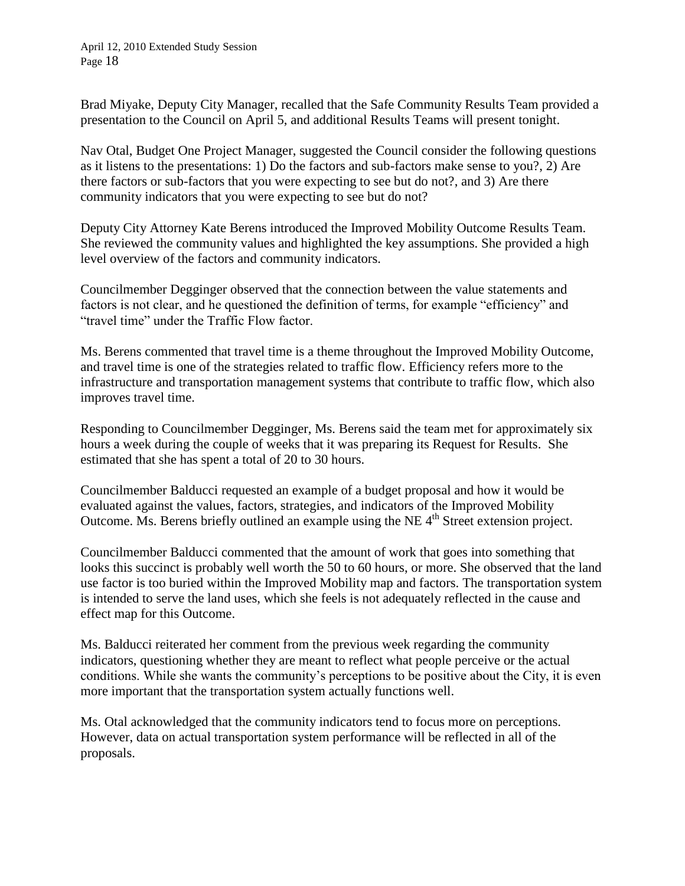Brad Miyake, Deputy City Manager, recalled that the Safe Community Results Team provided a presentation to the Council on April 5, and additional Results Teams will present tonight.

Nav Otal, Budget One Project Manager, suggested the Council consider the following questions as it listens to the presentations: 1) Do the factors and sub-factors make sense to you?, 2) Are there factors or sub-factors that you were expecting to see but do not?, and 3) Are there community indicators that you were expecting to see but do not?

Deputy City Attorney Kate Berens introduced the Improved Mobility Outcome Results Team. She reviewed the community values and highlighted the key assumptions. She provided a high level overview of the factors and community indicators.

Councilmember Degginger observed that the connection between the value statements and factors is not clear, and he questioned the definition of terms, for example "efficiency" and "travel time" under the Traffic Flow factor.

Ms. Berens commented that travel time is a theme throughout the Improved Mobility Outcome, and travel time is one of the strategies related to traffic flow. Efficiency refers more to the infrastructure and transportation management systems that contribute to traffic flow, which also improves travel time.

Responding to Councilmember Degginger, Ms. Berens said the team met for approximately six hours a week during the couple of weeks that it was preparing its Request for Results. She estimated that she has spent a total of 20 to 30 hours.

Councilmember Balducci requested an example of a budget proposal and how it would be evaluated against the values, factors, strategies, and indicators of the Improved Mobility Outcome. Ms. Berens briefly outlined an example using the NE 4th Street extension project.

Councilmember Balducci commented that the amount of work that goes into something that looks this succinct is probably well worth the 50 to 60 hours, or more. She observed that the land use factor is too buried within the Improved Mobility map and factors. The transportation system is intended to serve the land uses, which she feels is not adequately reflected in the cause and effect map for this Outcome.

Ms. Balducci reiterated her comment from the previous week regarding the community indicators, questioning whether they are meant to reflect what people perceive or the actual conditions. While she wants the community's perceptions to be positive about the City, it is even more important that the transportation system actually functions well.

Ms. Otal acknowledged that the community indicators tend to focus more on perceptions. However, data on actual transportation system performance will be reflected in all of the proposals.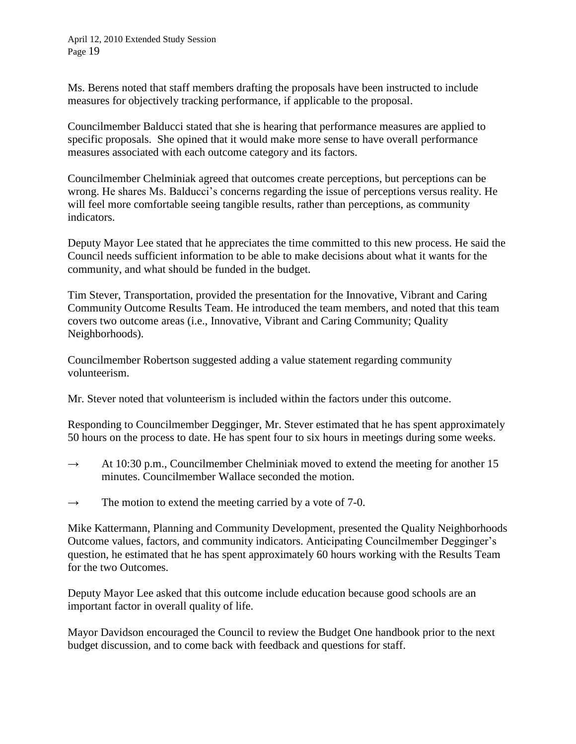Ms. Berens noted that staff members drafting the proposals have been instructed to include measures for objectively tracking performance, if applicable to the proposal.

Councilmember Balducci stated that she is hearing that performance measures are applied to specific proposals. She opined that it would make more sense to have overall performance measures associated with each outcome category and its factors.

Councilmember Chelminiak agreed that outcomes create perceptions, but perceptions can be wrong. He shares Ms. Balducci's concerns regarding the issue of perceptions versus reality. He will feel more comfortable seeing tangible results, rather than perceptions, as community indicators.

Deputy Mayor Lee stated that he appreciates the time committed to this new process. He said the Council needs sufficient information to be able to make decisions about what it wants for the community, and what should be funded in the budget.

Tim Stever, Transportation, provided the presentation for the Innovative, Vibrant and Caring Community Outcome Results Team. He introduced the team members, and noted that this team covers two outcome areas (i.e., Innovative, Vibrant and Caring Community; Quality Neighborhoods).

Councilmember Robertson suggested adding a value statement regarding community volunteerism.

Mr. Stever noted that volunteerism is included within the factors under this outcome.

Responding to Councilmember Degginger, Mr. Stever estimated that he has spent approximately 50 hours on the process to date. He has spent four to six hours in meetings during some weeks.

→ At 10:30 p.m., Councilmember Chelminiak moved to extend the meeting for another 15 minutes. Councilmember Wallace seconded the motion.

→ The motion to extend the meeting carried by a vote of 7-0.

Mike Kattermann, Planning and Community Development, presented the Quality Neighborhoods Outcome values, factors, and community indicators. Anticipating Councilmember Degginger's question, he estimated that he has spent approximately 60 hours working with the Results Team for the two Outcomes.

Deputy Mayor Lee asked that this outcome include education because good schools are an important factor in overall quality of life.

Mayor Davidson encouraged the Council to review the Budget One handbook prior to the next budget discussion, and to come back with feedback and questions for staff.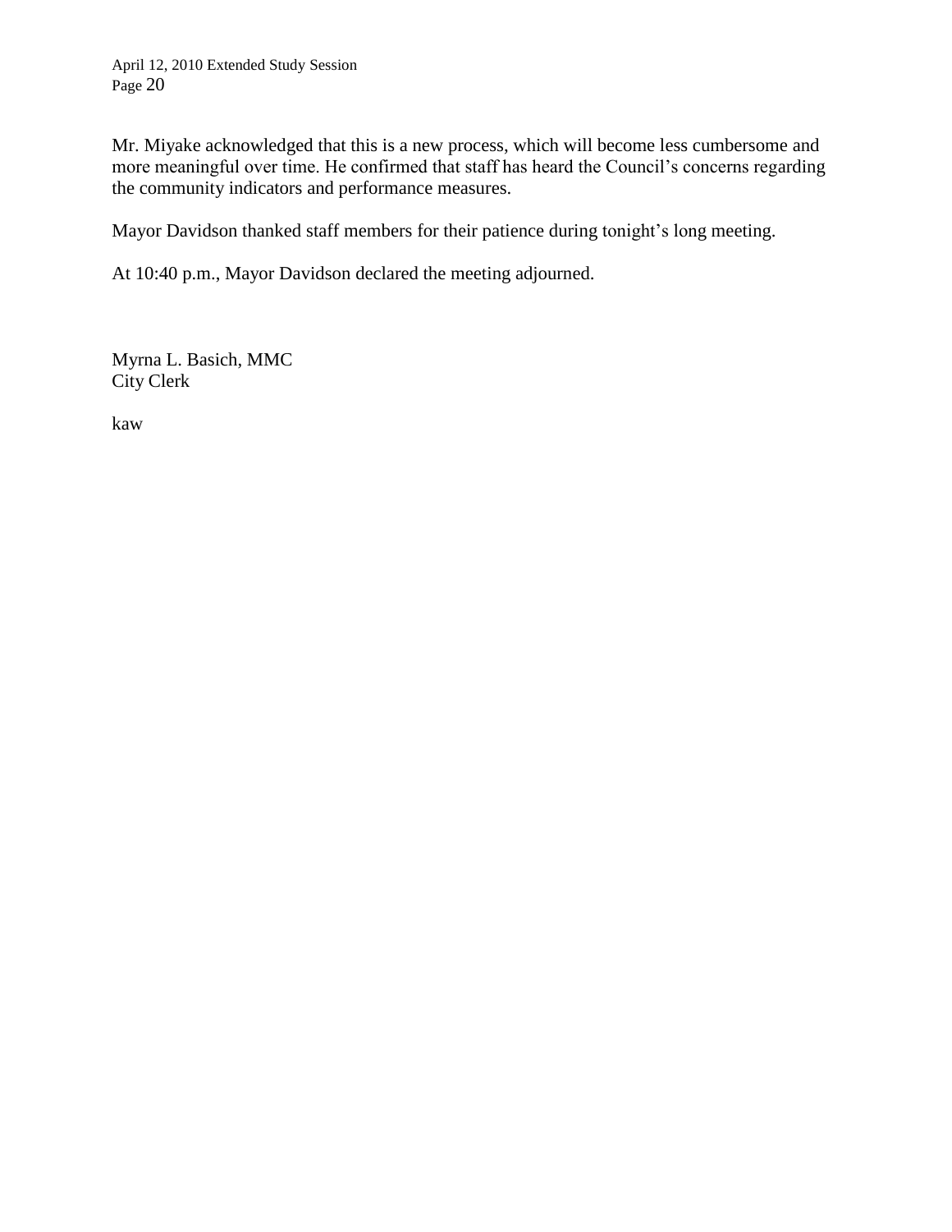Mr. Miyake acknowledged that this is a new process, which will become less cumbersome and more meaningful over time. He confirmed that staff has heard the Council's concerns regarding the community indicators and performance measures.

Mayor Davidson thanked staff members for their patience during tonight's long meeting.

At 10:40 p.m., Mayor Davidson declared the meeting adjourned.

Myrna L. Basich, MMC
City Clerk

kaw